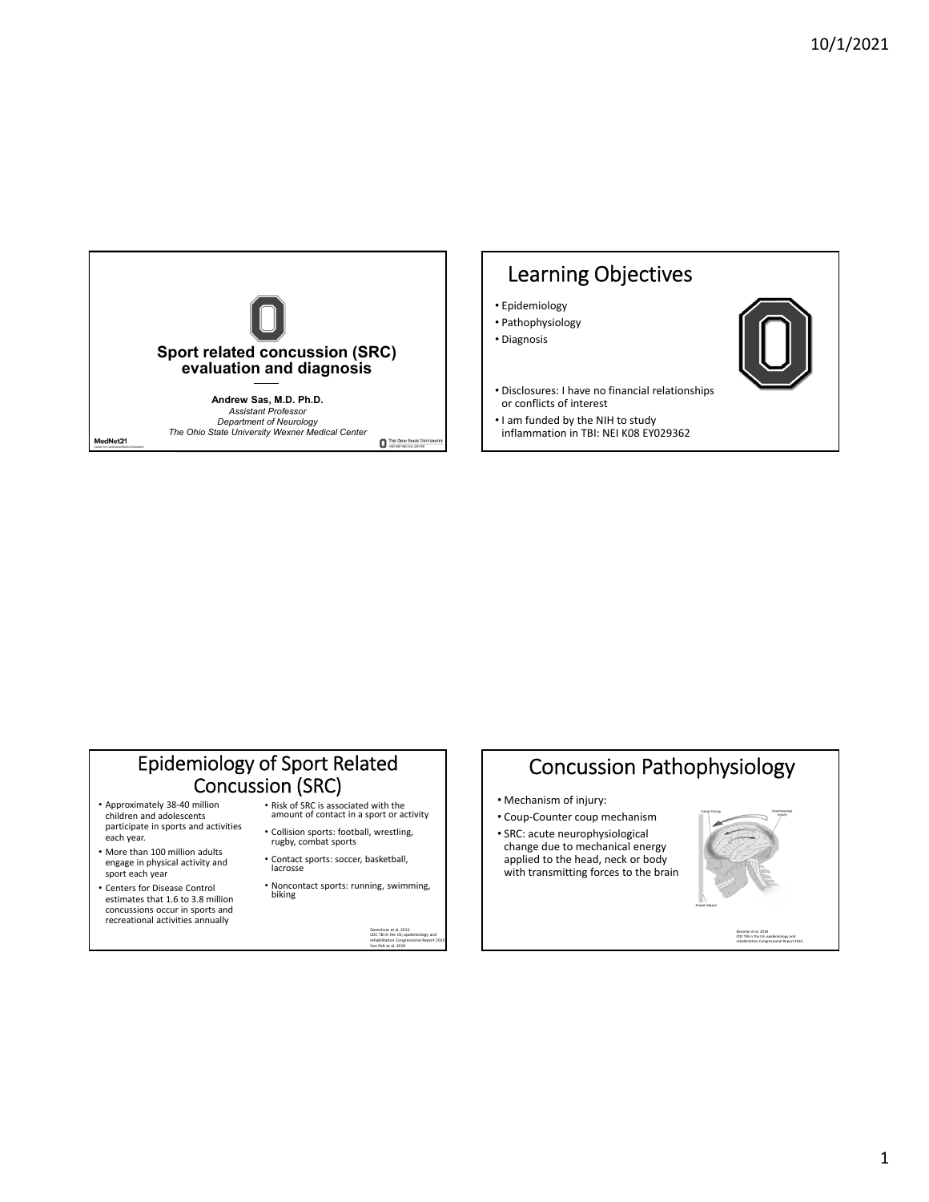# Sport related concussion (SRC) evaluation and diagnosis

**Andrew Sas, M.D. Ph.D.**
*Assistant Professor*
*Department of Neurology*
*The Ohio State University Wexner Medical Center*

MedNet21
Center for Continuing Medical Education

The Ohio State University Wexner Medical Center

## Learning Objectives

- Epidemiology
- Pathophysiology
- Diagnosis

- Disclosures: I have no financial relationships or conflicts of interest
- I am funded by the NIH to study inflammation in TBI: NEI K08 EY029362

## Epidemiology of Sport Related Concussion (SRC)

- Approximately 38-40 million children and adolescents participate in sports and activities each year.
- More than 100 million adults engage in physical activity and sport each year
- Centers for Disease Control estimates that 1.6 to 3.8 million concussions occur in sports and recreational activities annually
- Risk of SRC is associated with the amount of contact in a sport or activity
- Collision sports: football, wrestling, rugby, combat sports
- Contact sports: soccer, basketball, lacrosse
- Noncontact sports: running, swimming, biking

Daneshvar et al. 2012
CDC TBI in the US; epidemiology and rehabilitation Congressional Report 2015
Van Pelt et al. 2019

## Concussion Pathophysiology

- Mechanism of injury:
- Coup-Counter coup mechanism
- SRC: acute neurophysiological change due to mechanical energy applied to the head, neck or body with transmitting forces to the brain

Coup injury
Contrecoup injury
Fixed object

Bazarian et al. 2018
CDC TBI in the US; epidemiology and rehabilitation Congressional Report 2015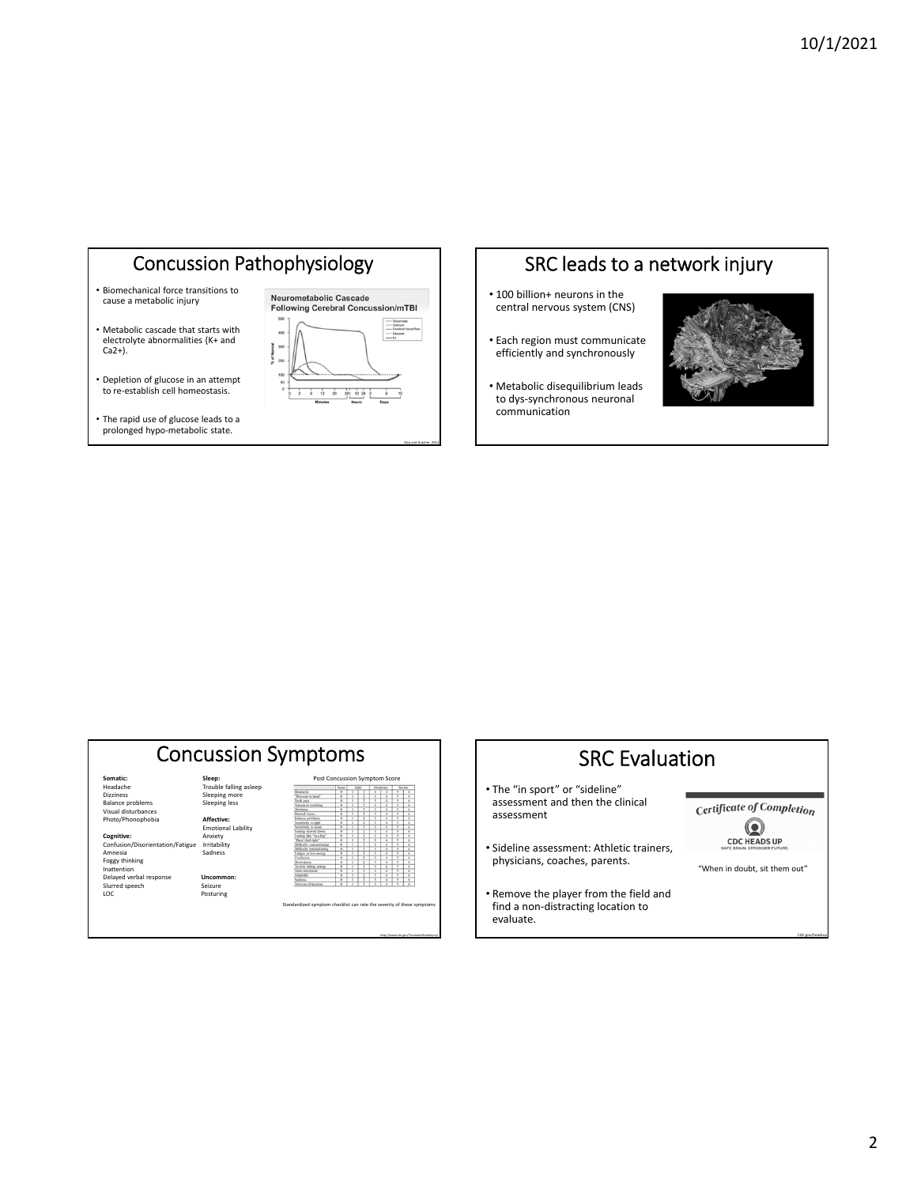## Concussion Pathophysiology

- Biomechanical force transitions to cause a metabolic injury
- Metabolic cascade that starts with electrolyte abnormalities (K+ and Ca2+).
- Depletion of glucose in an attempt to re-establish cell homeostasis.
- The rapid use of glucose leads to a prolonged hypo-metabolic state.

Giza and Kutcher 2014

## SRC leads to a network injury

- 100 billion+ neurons in the central nervous system (CNS)
- Each region must communicate efficiently and synchronously
- Metabolic disequilibrium leads to dys-synchronous neuronal communication

## Concussion Symptoms

**Somatic:**
Headache
Dizziness
Balance problems
Visual disturbances
Photo/Phonophobia

**Cognitive:**
Confusion/Disorientation/Fatigue
Amnesia
Foggy thinking
Inattention
Delayed verbal response
Slurred speech
LOC

**Sleep:**
Trouble falling asleep
Sleeping more
Sleeping less

**Affective:**
Emotional Lability
Anxiety
Irritability
Sadness

**Uncommon:**
Seizure
Posturing

Post Concussion Symptom Score

Standardized symptom checklist can rate the severity of these symptoms

## SRC Evaluation

- The "in sport" or "sideline" assessment and then the clinical assessment
- Sideline assessment: Athletic trainers, physicians, coaches, parents.
- Remove the player from the field and find a non-distracting location to evaluate.

*Certificate of Completion*

CDC HEADS UP
SAFE BRAIN. STRONGER FUTURE.

"When in doubt, sit them out"

CDC.gov/headsup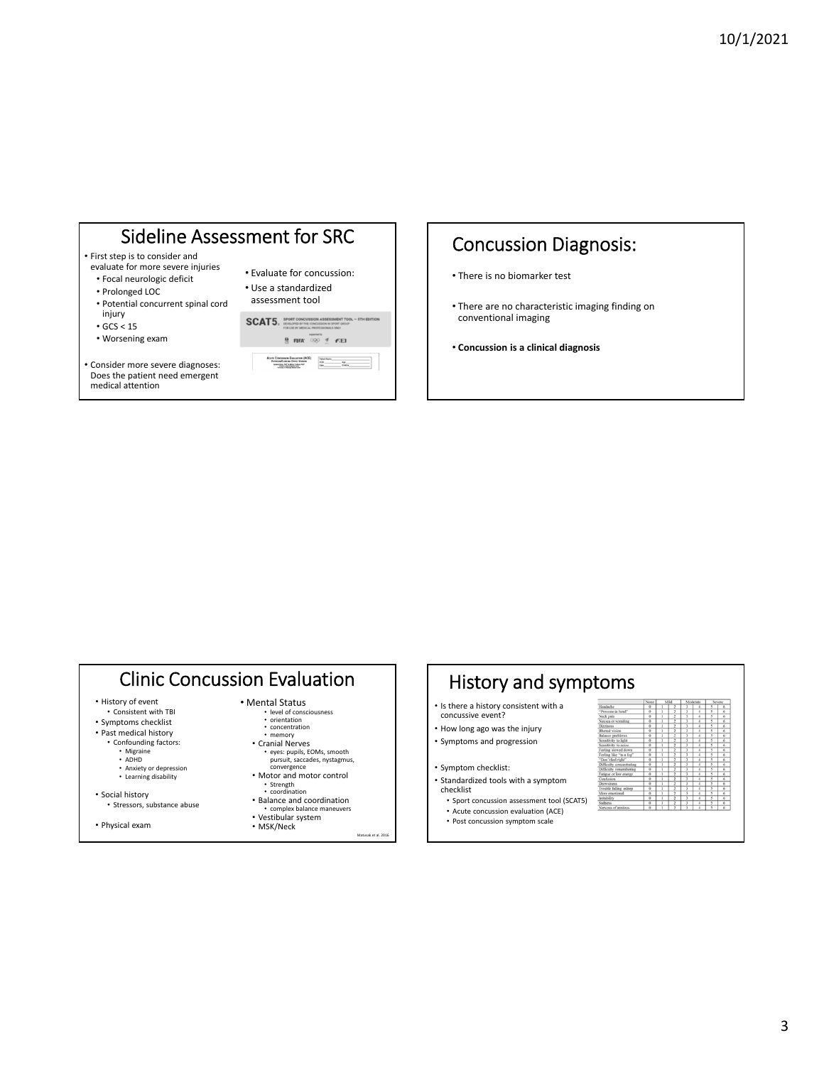## Sideline Assessment for SRC

- First step is to consider and evaluate for more severe injuries
  - Focal neurologic deficit
  - Prolonged LOC
  - Potential concurrent spinal cord injury
  - GCS < 15
  - Worsening exam
- Consider more severe diagnoses: Does the patient need emergent medical attention
- Evaluate for concussion:
- Use a standardized assessment tool

SCAT5. SPORT CONCUSSION ASSESSMENT TOOL — 5TH EDITION DEVELOPED BY THE CONCUSSION IN SPORT GROUP FOR USE BY MEDICAL PROFESSIONALS ONLY

Acute Concussion Evaluation (ACE)

## Concussion Diagnosis:

- There is no biomarker test
- There are no characteristic imaging finding on conventional imaging
- **Concussion is a clinical diagnosis**

## Clinic Concussion Evaluation

- History of event
  - Consistent with TBI
- Symptoms checklist
- Past medical history
  - Confounding factors:
    - Migraine
    - ADHD
    - Anxiety or depression
    - Learning disability
- Social history
  - Stressors, substance abuse
- Physical exam
- Mental Status
  - level of consciousness
  - orientation
  - concentration
  - memory
- Cranial Nerves
  - eyes: pupils, EOMs, smooth pursuit, saccades, nystagmus, convergence
- Motor and motor control
  - Strength
  - coordination
- Balance and coordination
  - complex balance maneuvers
- Vestibular system
- MSK/Neck

Matuszak et al. 2016

## History and symptoms

- Is there a history consistent with a concussive event?
- How long ago was the injury
- Symptoms and progression
- Symptom checklist:
- Standardized tools with a symptom checklist
  - Sport concussion assessment tool (SCAT5)
  - Acute concussion evaluation (ACE)
  - Post concussion symptom scale

| | None | Mild | | Moderate | | Severe | |
|---|---|---|---|---|---|---|---|
| Headache | 0 | 1 | 2 | 3 | 4 | 5 | 6 |
| "Pressure in head" | 0 | 1 | 2 | 3 | 4 | 5 | 6 |
| Neck pain | 0 | 1 | 2 | 3 | 4 | 5 | 6 |
| Nausea or vomiting | 0 | 1 | 2 | 3 | 4 | 5 | 6 |
| Dizziness | 0 | 1 | 2 | 3 | 4 | 5 | 6 |
| Blurred vision | 0 | 1 | 2 | 3 | 4 | 5 | 6 |
| Balance problems | 0 | 1 | 2 | 3 | 4 | 5 | 6 |
| Sensitivity to light | 0 | 1 | 2 | 3 | 4 | 5 | 6 |
| Sensitivity to noise | 0 | 1 | 2 | 3 | 4 | 5 | 6 |
| Feeling slowed down | 0 | 1 | 2 | 3 | 4 | 5 | 6 |
| Feeling like "in a fog" | 0 | 1 | 2 | 3 | 4 | 5 | 6 |
| "Don't feel right" | 0 | 1 | 2 | 3 | 4 | 5 | 6 |
| Difficulty concentrating | 0 | 1 | 2 | 3 | 4 | 5 | 6 |
| Difficulty remembering | 0 | 1 | 2 | 3 | 4 | 5 | 6 |
| Fatigue or low energy | 0 | 1 | 2 | 3 | 4 | 5 | 6 |
| Confusion | 0 | 1 | 2 | 3 | 4 | 5 | 6 |
| Drowsiness | 0 | 1 | 2 | 3 | 4 | 5 | 6 |
| Trouble falling asleep | 0 | 1 | 2 | 3 | 4 | 5 | 6 |
| More emotional | 0 | 1 | 2 | 3 | 4 | 5 | 6 |
| Irritability | 0 | 1 | 2 | 3 | 4 | 5 | 6 |
| Sadness | 0 | 1 | 2 | 3 | 4 | 5 | 6 |
| Nervous or anxious | 0 | 1 | 2 | 3 | 4 | 5 | 6 |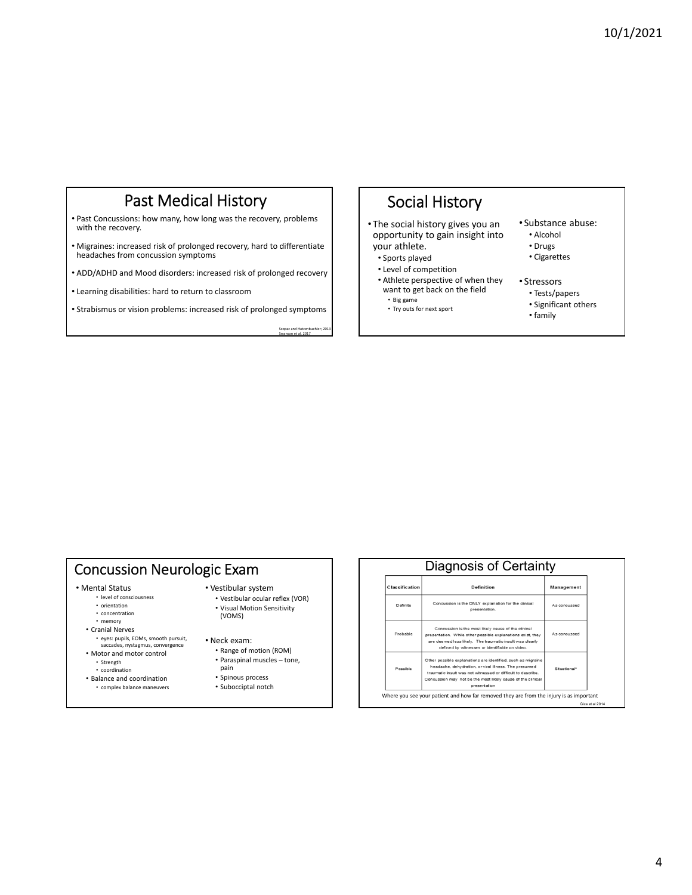## Past Medical History

- Past Concussions: how many, how long was the recovery, problems with the recovery.
- Migraines: increased risk of prolonged recovery, hard to differentiate headaches from concussion symptoms
- ADD/ADHD and Mood disorders: increased risk of prolonged recovery
- Learning disabilities: hard to return to classroom
- Strabismus or vision problems: increased risk of prolonged symptoms

Scopaz and Hatzenbuehler; 2013
Swanson et al. 2017

## Social History

- The social history gives you an opportunity to gain insight into your athlete.
  - Sports played
  - Level of competition
  - Athlete perspective of when they want to get back on the field
    - Big game
    - Try outs for next sport
- Substance abuse:
  - Alcohol
  - Drugs
  - Cigarettes
- Stressors
  - Tests/papers
  - Significant others
  - family

## Concussion Neurologic Exam

- Mental Status
  - level of consciousness
  - orientation
  - concentration
  - memory
- Cranial Nerves
  - eyes: pupils, EOMs, smooth pursuit, saccades, nystagmus, convergence
- Motor and motor control
  - Strength
  - coordination
- Balance and coordination
  - complex balance maneuvers
- Vestibular system
  - Vestibular ocular reflex (VOR)
  - Visual Motion Sensitivity (VOMS)
- Neck exam:
  - Range of motion (ROM)
  - Paraspinal muscles – tone, pain
  - Spinous process
  - Suboccipital notch

## Diagnosis of Certainty

| Classification | Definition | Management |
|---|---|---|
| Definite | Concussion is the ONLY explanation for the clinical presentation. | As concussed |
| Probable | Concussion is the most likely cause of the clinical presentation. While other possible explanations exist, they are deemed less likely. The traumatic insult was clearly defined by witnesses or identifiable on video. | As concussed |
| Possible | Other possible explanations are identified, such as migraine headache, dehydration, or viral illness. The presumed traumatic insult was not witnessed or difficult to describe. Concussion may not be the most likely cause of the clinical presentation | Situational* |

Where you see your patient and how far removed they are from the injury is as important

Giza et al 2014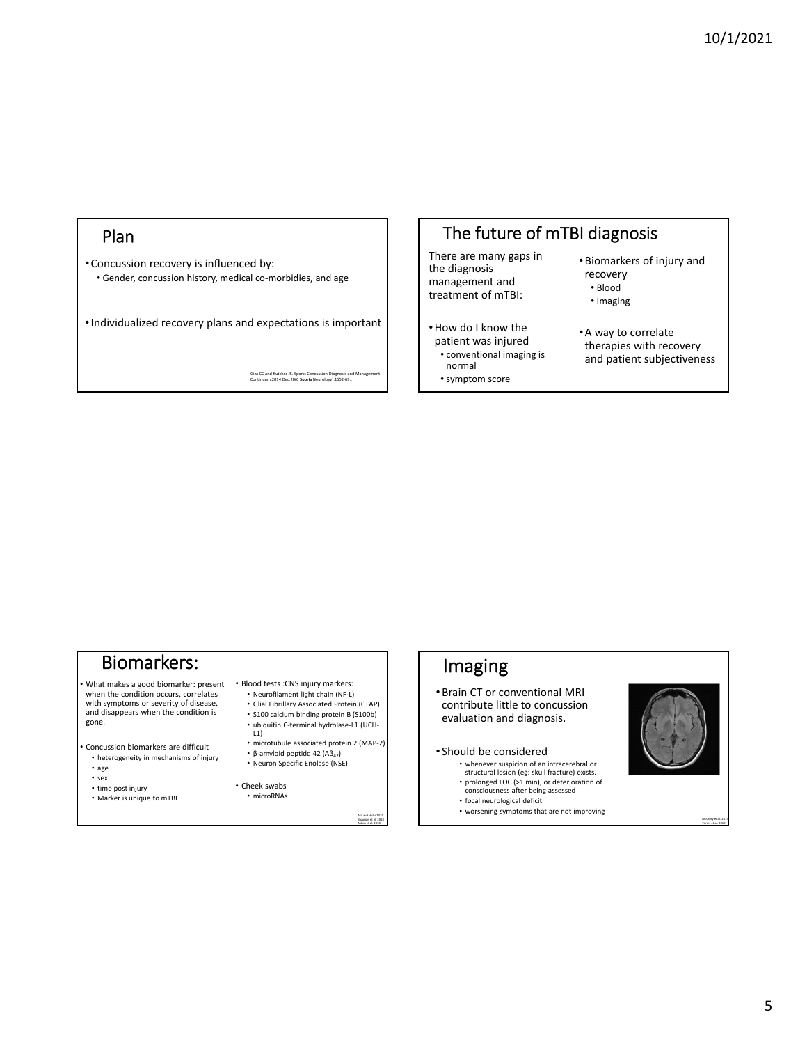## Plan

- Concussion recovery is influenced by:
  - Gender, concussion history, medical co-morbidities, and age
- Individualized recovery plans and expectations is important

Giza CC and Kutcher JS. Sports Concussion Diagnosis and Management Continuum 2014 Dec;20(6 **Sports** Neurology):1552-69..

## The future of mTBI diagnosis

There are many gaps in the diagnosis management and treatment of mTBI:

- How do I know the patient was injured
  - conventional imaging is normal
  - symptom score
- Biomarkers of injury and recovery
  - Blood
  - Imaging
- A way to correlate therapies with recovery and patient subjectiveness

## Biomarkers:

- What makes a good biomarker: present when the condition occurs, correlates with symptoms or severity of disease, and disappears when the condition is gone.
- Concussion biomarkers are difficult
  - heterogeneity in mechanisms of injury
  - age
  - sex
  - time post injury
  - Marker is unique to mTBI
- Blood tests :CNS injury markers:
  - Neurofilament light chain (NF-L)
  - Glial Fibrillary Associated Protein (GFAP)
  - S100 calcium binding protein B (S100b)
  - ubiquitin C-terminal hydrolase-L1 (UCH-L1)
  - microtubule associated protein 2 (MAP-2)
  - β-amyloid peptide 42 ($A\beta_{42}$)
  - Neuron Specific Enolase (NSE)
- Cheek swabs
  - microRNAs

Akl and Hicks 2019
Nazarian et al. 2018
Adam et al. 2018

## Imaging

- Brain CT or conventional MRI contribute little to concussion evaluation and diagnosis.
- Should be considered
  - whenever suspicion of an intracerebral or structural lesion (eg: skull fracture) exists.
  - prolonged LOC (>1 min), or deterioration of consciousness after being assessed
  - focal neurological deficit
  - worsening symptoms that are not improving

McCrory et al. 2013
Torres et al. 2020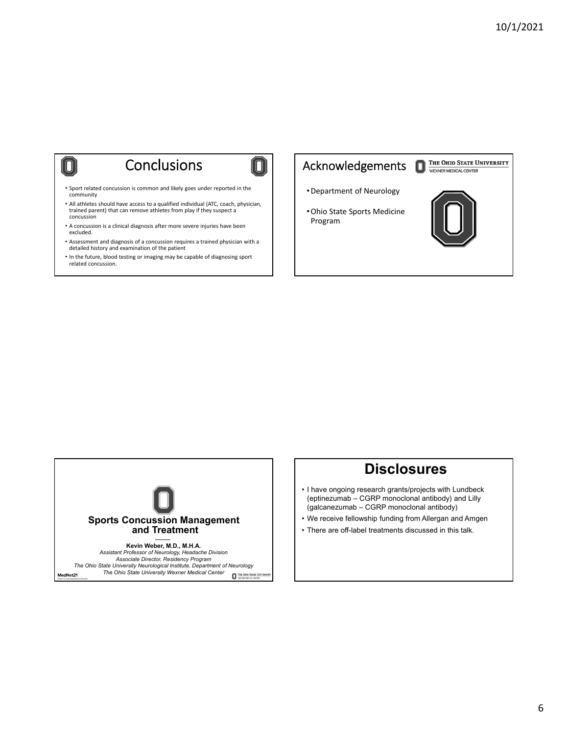## Conclusions

- Sport related concussion is common and likely goes under reported in the community
- All athletes should have access to a qualified individual (ATC, coach, physician, trained parent) that can remove athletes from play if they suspect a concussion
- A concussion is a clinical diagnosis after more severe injuries have been excluded.
- Assessment and diagnosis of a concussion requires a trained physician with a detailed history and examination of the patient
- In the future, blood testing or imaging may be capable of diagnosing sport related concussion.

## Acknowledgements

The Ohio State University Wexner Medical Center

- Department of Neurology
- Ohio State Sports Medicine Program

## Sports Concussion Management and Treatment

**Kevin Weber, M.D., M.H.A.**

*Assistant Professor of Neurology, Headache Division*
*Associate Director, Residency Program*
*The Ohio State University Neurological Institute, Department of Neurology*
*The Ohio State University Wexner Medical Center*

MedNet21

## Disclosures

- I have ongoing research grants/projects with Lundbeck (eptinezumab – CGRP monoclonal antibody) and Lilly (galcanezumab – CGRP monoclonal antibody)
- We receive fellowship funding from Allergan and Amgen
- There are off-label treatments discussed in this talk.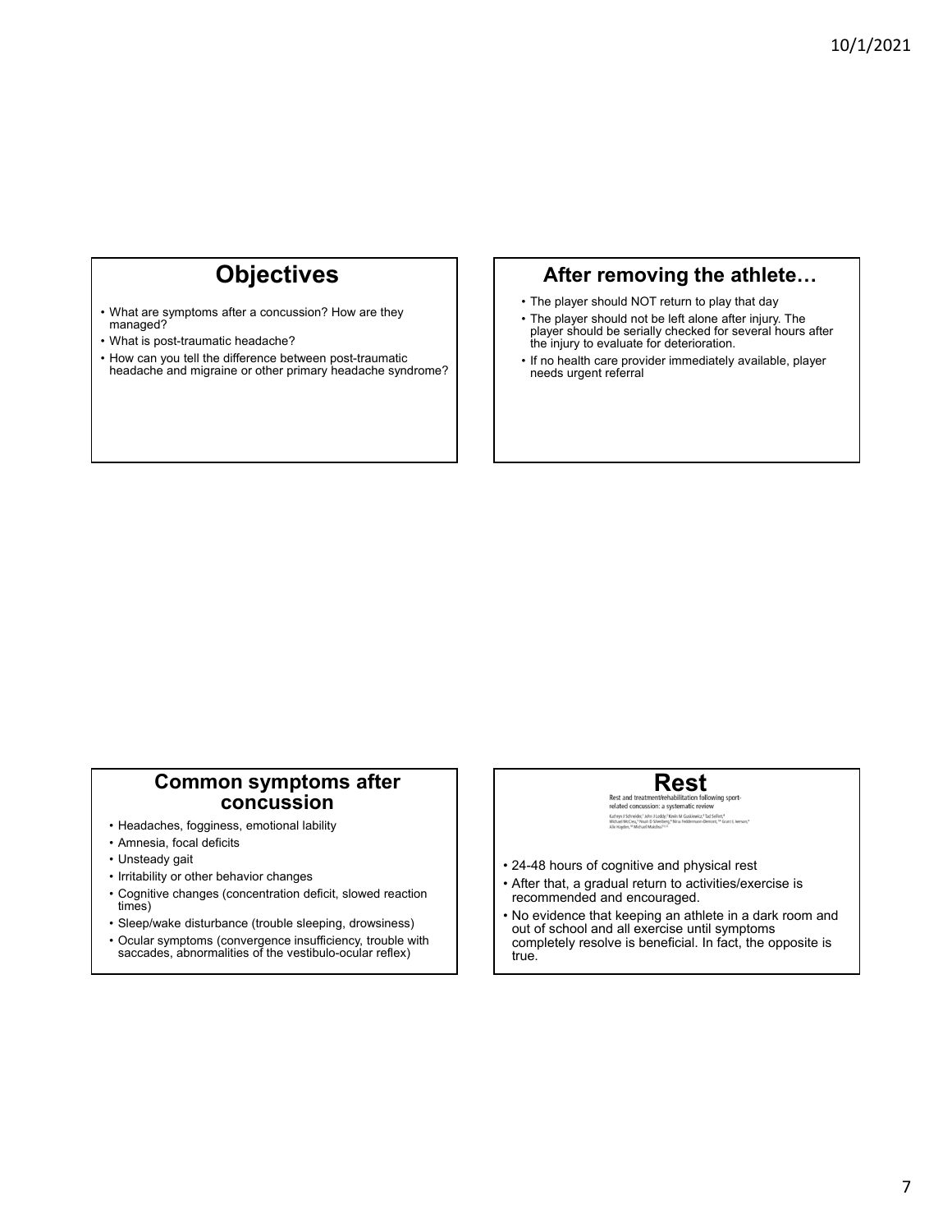## Objectives

- What are symptoms after a concussion? How are they managed?
- What is post-traumatic headache?
- How can you tell the difference between post-traumatic headache and migraine or other primary headache syndrome?

## After removing the athlete…

- The player should NOT return to play that day
- The player should not be left alone after injury. The player should be serially checked for several hours after the injury to evaluate for deterioration.
- If no health care provider immediately available, player needs urgent referral

## Common symptoms after concussion

- Headaches, fogginess, emotional lability
- Amnesia, focal deficits
- Unsteady gait
- Irritability or other behavior changes
- Cognitive changes (concentration deficit, slowed reaction times)
- Sleep/wake disturbance (trouble sleeping, drowsiness)
- Ocular symptoms (convergence insufficiency, trouble with saccades, abnormalities of the vestibulo-ocular reflex)

## Rest

Rest and treatment/rehabilitation following sport-related concussion: a systematic review

Kathryn J Schneider, John J Leddy, Kevin M Guskiewicz, Tad Seifert, Michael McCrea, Noah D Silverberg, Nina Feddermann-Demont, Grant L Iverson, Alix Hayden, Michael Makdissi

- 24-48 hours of cognitive and physical rest
- After that, a gradual return to activities/exercise is recommended and encouraged.
- No evidence that keeping an athlete in a dark room and out of school and all exercise until symptoms completely resolve is beneficial. In fact, the opposite is true.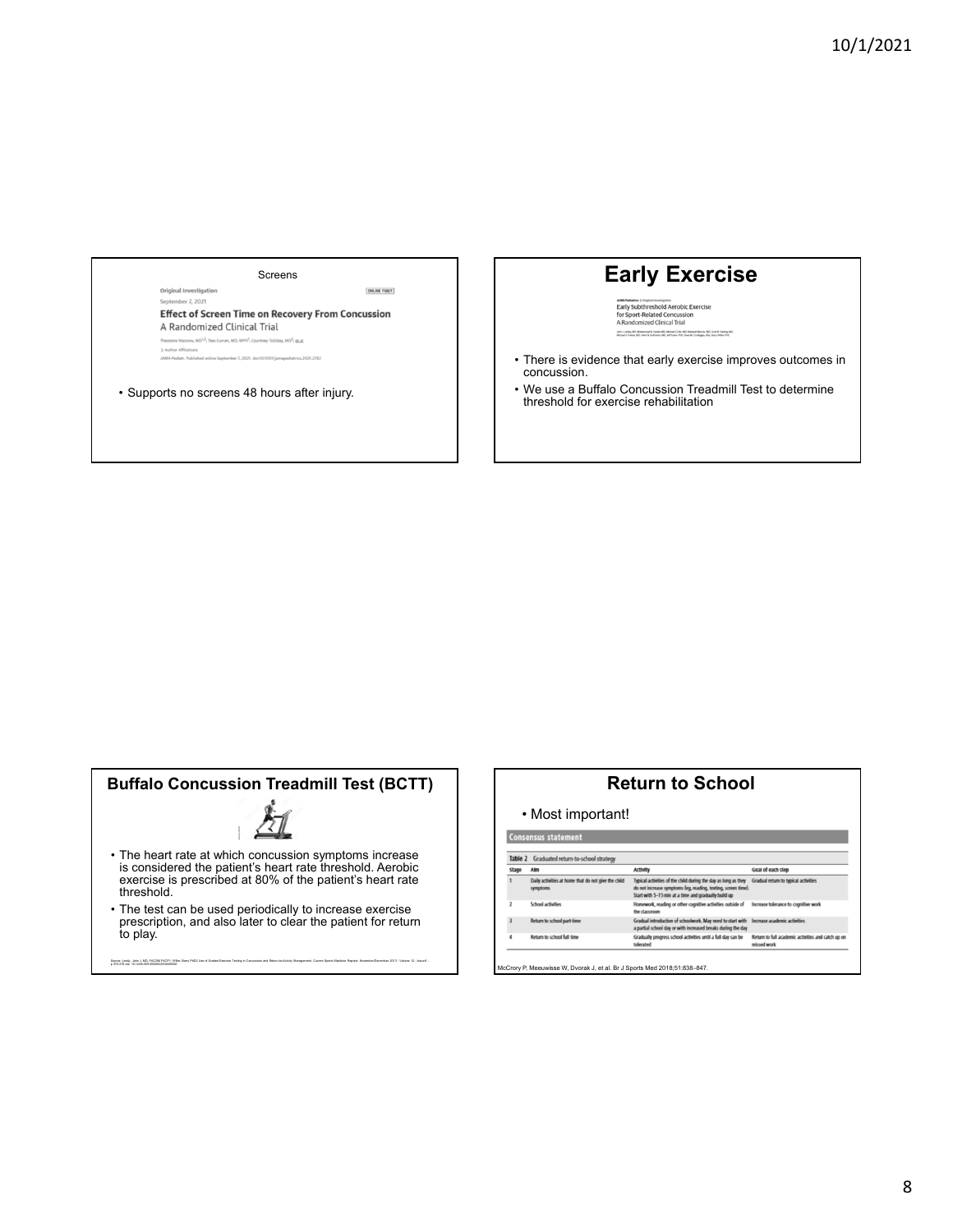## Screens

Original Investigation

September 7, 2021

**Effect of Screen Time on Recovery From Concussion**

A Randomized Clinical Trial

Theodore Macnow, MD[1,2]; Tess Curran, MD, MPH[1]; Courtney Tolliday, MD[3]; et al

Author Affiliations

JAMA Pediatr. Published online September 7, 2021. doi:10.1001/jamapediatrics.2021.2782

- Supports no screens 48 hours after injury.

## Early Exercise

JAMA Pediatrics | Original Investigation

Early Subthreshold Aerobic Exercise for Sport-Related Concussion

A Randomized Clinical Trial

- There is evidence that early exercise improves outcomes in concussion.
- We use a Buffalo Concussion Treadmill Test to determine threshold for exercise rehabilitation

## Buffalo Concussion Treadmill Test (BCTT)

- The heart rate at which concussion symptoms increase is considered the patient's heart rate threshold. Aerobic exercise is prescribed at 80% of the patient's heart rate threshold.
- The test can be used periodically to increase exercise prescription, and also later to clear the patient for return to play.

Source: Leddy, John J. MD, FACSM FACP1; Willer, Barry PhD2 Use of Graded Exercise Testing in Concussion and Return-to-Activity Management, Current Sports Medicine Reports: November/December 2013 - Volume 12 - Issue 6 - p 370-376

## Return to School

- Most important!

**Consensus statement**

Table 2 Graduated return-to-school strategy

| Stage | Aim | Activity | Goal of each step |
|---|---|---|---|
| 1 | Daily activities at home that do not give the child symptoms | Typical activities of the child during the day as long as they do not increase symptoms (eg, reading, texting, screen time). Start with 5–15 min at a time and gradually build up | Gradual return to typical activities |
| 2 | School activities | Homework, reading or other cognitive activities outside of the classroom | Increase tolerance to cognitive work |
| 3 | Return to school part-time | Gradual introduction of schoolwork. May need to start with a partial school day or with increased breaks during the day | Increase academic activities |
| 4 | Return to school full time | Gradually progress school activities until a full day can be tolerated | Return to full academic activities and catch up on missed work |

McCrory P, Meeuwisse W, Dvorak J, et al. Br J Sports Med 2018;51:838–847.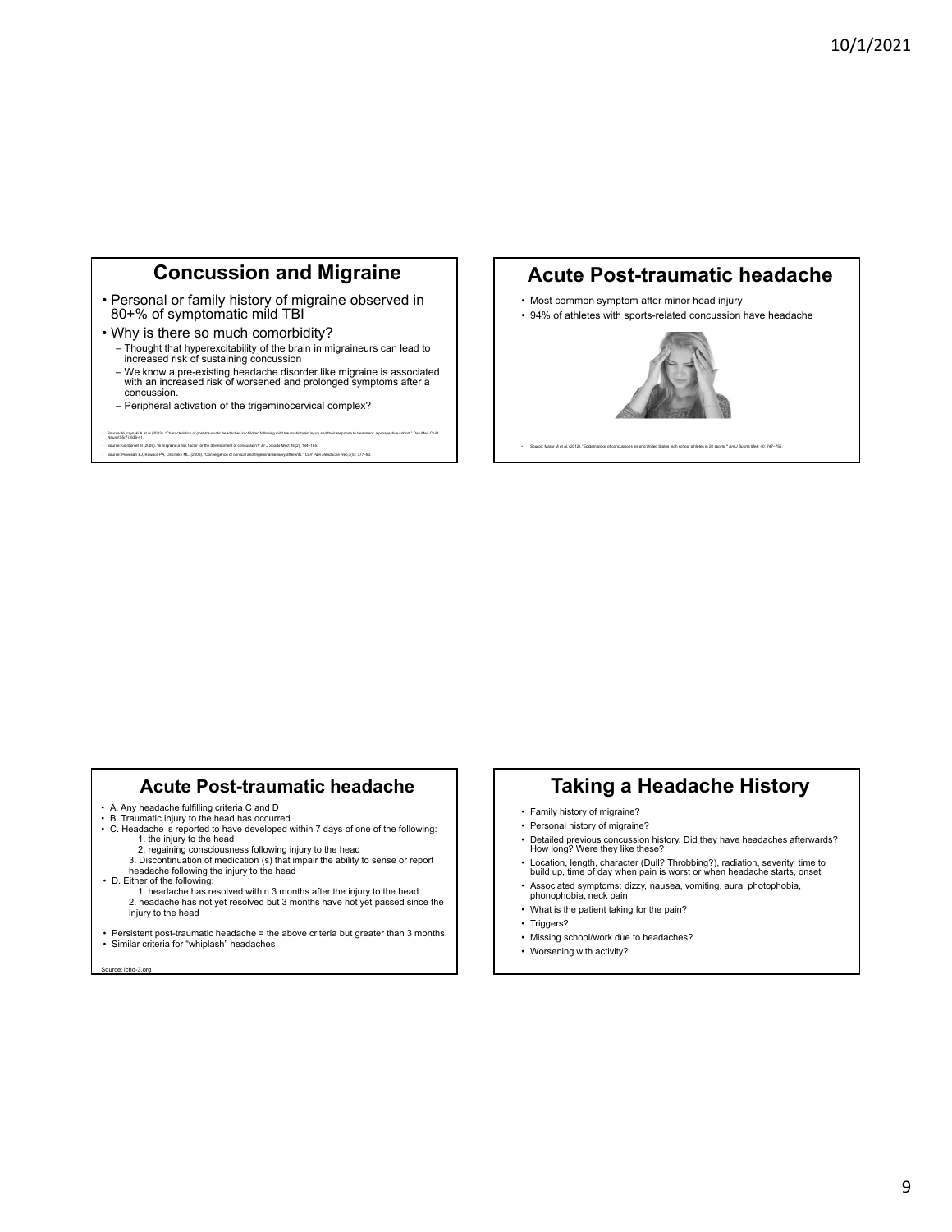## Concussion and Migraine

- Personal or family history of migraine observed in 80+% of symptomatic mild TBI
- Why is there so much comorbidity?
  - Thought that hyperexcitability of the brain in migraineurs can lead to increased risk of sustaining concussion
  - We know a pre-existing headache disorder like migraine is associated with an increased risk of worsened and prolonged symptoms after a concussion.
  - Peripheral activation of the trigeminocervical complex?

- Source: Kuczynski A et al (2013). "Characteristics of post-traumatic headaches in children following mild traumatic brain injury and their response to treatment: a prospective cohort." *Dev Med Child Neurol* 55(7): 636-41.
- Source: Gordon et al (2006). "Is migraine a risk factor for the development of concussion?" *Br J Sports Med*, 40(2): 184–185.
- Source: Piovesan EJ, Kowacs PA, Oshinsky ML. (2003). "Convergence of cervical and trigeminal sensory afferents." *Curr Pain Headache Rep* 7(5): 377–83.

## Acute Post-traumatic headache

- Most common symptom after minor head injury
- 94% of athletes with sports-related concussion have headache

- Source: Marar M et al. (2012). "Epidemiology of concussions among United States high school athletes in 20 sports." *Am J Sports Med*. 40: 747–755.

## Acute Post-traumatic headache

- A. Any headache fulfilling criteria C and D
- B. Traumatic injury to the head has occurred
- C. Headache is reported to have developed within 7 days of one of the following:
  1. the injury to the head
  2. regaining consciousness following injury to the head
  3. Discontinuation of medication (s) that impair the ability to sense or report headache following the injury to the head
- D. Either of the following:
  1. headache has resolved within 3 months after the injury to the head
  2. headache has not yet resolved but 3 months have not yet passed since the injury to the head

- Persistent post-traumatic headache = the above criteria but greater than 3 months.
- Similar criteria for "whiplash" headaches

Source: ichd-3.org

## Taking a Headache History

- Family history of migraine?
- Personal history of migraine?
- Detailed previous concussion history. Did they have headaches afterwards? How long? Were they like these?
- Location, length, character (Dull? Throbbing?), radiation, severity, time to build up, time of day when pain is worst or when headache starts, onset
- Associated symptoms: dizzy, nausea, vomiting, aura, photophobia, phonophobia, neck pain
- What is the patient taking for the pain?
- Triggers?
- Missing school/work due to headaches?
- Worsening with activity?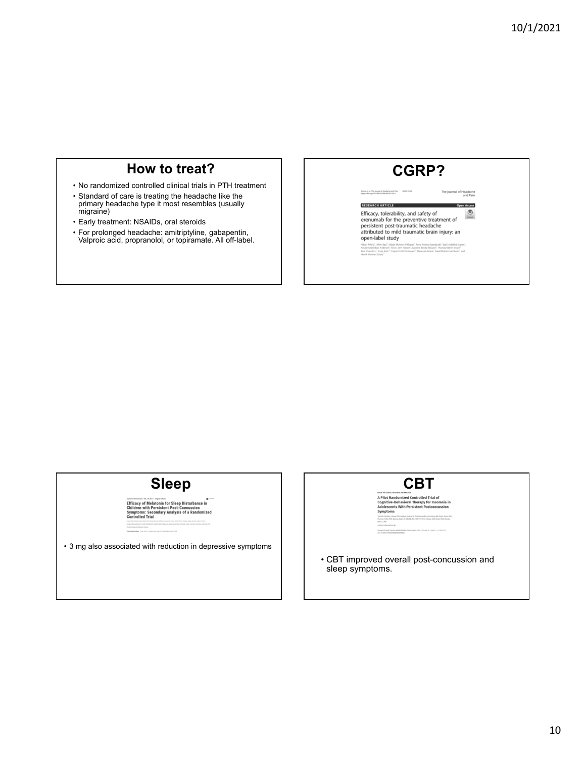## How to treat?

- No randomized controlled clinical trials in PTH treatment
- Standard of care is treating the headache like the primary headache type it most resembles (usually migraine)
- Early treatment: NSAIDs, oral steroids
- For prolonged headache: amitriptyline, gabapentin, Valproic acid, propranolol, or topiramate. All off-label.

## CGRP?

RESEARCH ARTICLE — Open Access

Efficacy, tolerability, and safety of erenumab for the preventive treatment of persistent post-traumatic headache attributed to mild traumatic brain injury: an open-label study

## Sleep

Efficacy of Melatonin for Sleep Disturbance in Children with Persistent Post-Concussion Symptoms: Secondary Analysis of a Randomized Controlled Trial

- 3 mg also associated with reduction in depressive symptoms

## CBT

A Pilot Randomized Controlled Trial of Cognitive-Behavioral Therapy for Insomnia in Adolescents With Persistent Postconcussion Symptoms

- CBT improved overall post-concussion and sleep symptoms.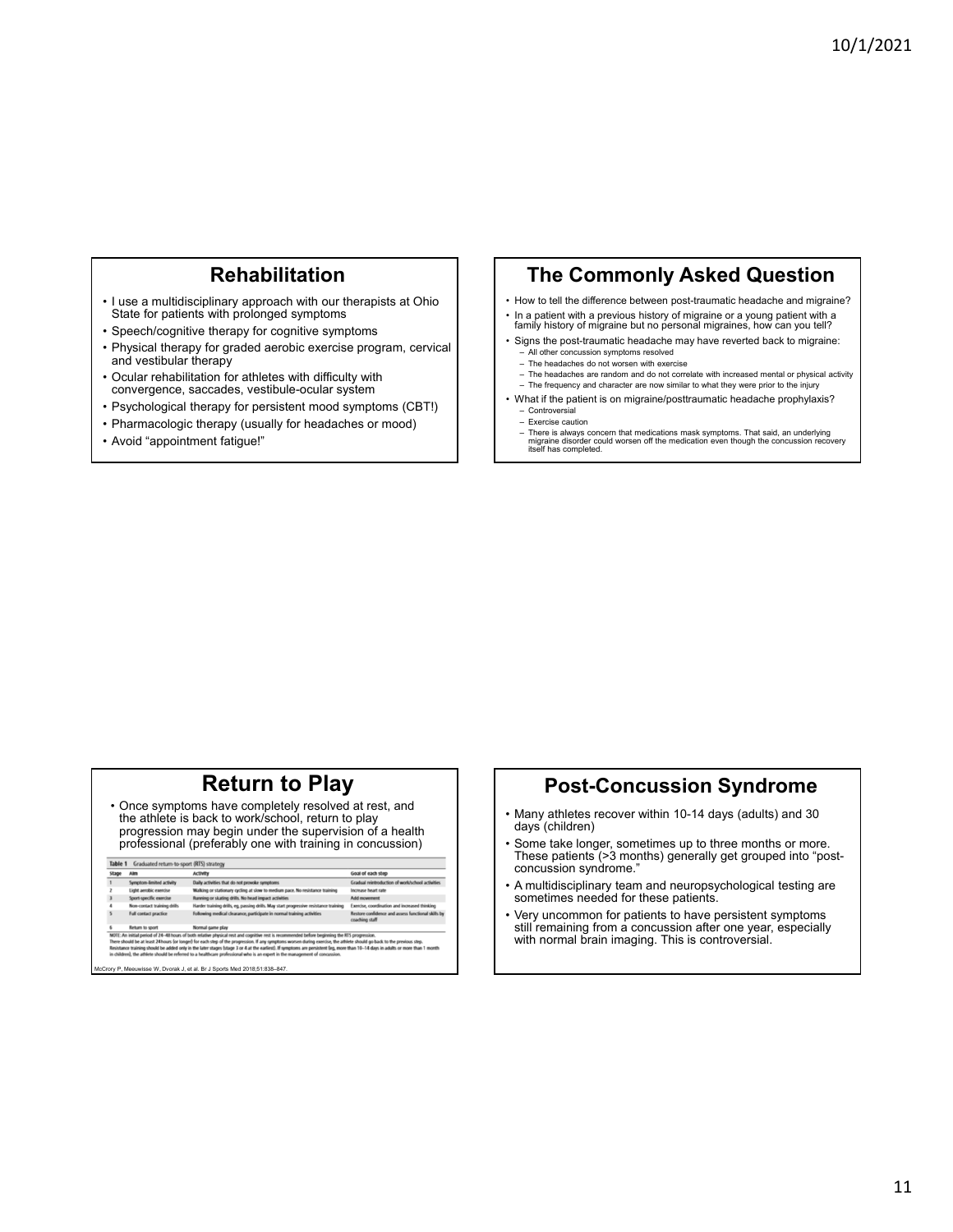## Rehabilitation

- I use a multidisciplinary approach with our therapists at Ohio State for patients with prolonged symptoms
- Speech/cognitive therapy for cognitive symptoms
- Physical therapy for graded aerobic exercise program, cervical and vestibular therapy
- Ocular rehabilitation for athletes with difficulty with convergence, saccades, vestibule-ocular system
- Psychological therapy for persistent mood symptoms (CBT!)
- Pharmacologic therapy (usually for headaches or mood)
- Avoid "appointment fatigue!"

## The Commonly Asked Question

- How to tell the difference between post-traumatic headache and migraine?
- In a patient with a previous history of migraine or a young patient with a family history of migraine but no personal migraines, how can you tell?
- Signs the post-traumatic headache may have reverted back to migraine:
  - All other concussion symptoms resolved
  - The headaches do not worsen with exercise
  - The headaches are random and do not correlate with increased mental or physical activity
  - The frequency and character are now similar to what they were prior to the injury
- What if the patient is on migraine/posttraumatic headache prophylaxis?
  - Controversial
  - Exercise caution
  - There is always concern that medications mask symptoms. That said, an underlying migraine disorder could worsen off the medication even though the concussion recovery itself has completed.

## Return to Play

- Once symptoms have completely resolved at rest, and the athlete is back to work/school, return to play progression may begin under the supervision of a health professional (preferably one with training in concussion)

Table 1 Graduated return-to-sport (RTS) strategy

| Stage | Aim | Activity | Goal of each step |
|---|---|---|---|
| 1 | Symptom-limited activity | Daily activities that do not provoke symptoms | Gradual reintroduction of work/school activities |
| 2 | Light aerobic exercise | Walking or stationary cycling at slow to medium pace. No resistance training | Increase heart rate |
| 3 | Sport-specific exercise | Running or skating drills. No head impact activities | Add movement |
| 4 | Non-contact training drills | Harder training drills, eg, passing drills. May start progressive resistance training | Exercise, coordination and increased thinking |
| 5 | Full contact practice | Following medical clearance, participate in normal training activities | Restore confidence and assess functional skills by coaching staff |
| 6 | Return to sport | Normal game play | |

NOTE: An initial period of 24–48 hours of both relative physical rest and cognitive rest is recommended before beginning the RTS progression. There should be at least 24 hours (or longer) for each step of the progression. If any symptoms worsen during exercise, the athlete should go back to the previous step. Resistance training should be added only in the later stages (stage 3 or 4 at the earliest). If symptoms are persistent (eg, more than 10–14 days in adults or more than 1 month in children), the athlete should be referred to a healthcare professional who is an expert in the management of concussion.

McCrory P, Meeuwisse W, Dvorak J, et al. Br J Sports Med 2018;51:838–847.

## Post-Concussion Syndrome

- Many athletes recover within 10-14 days (adults) and 30 days (children)
- Some take longer, sometimes up to three months or more. These patients (>3 months) generally get grouped into "post-concussion syndrome."
- A multidisciplinary team and neuropsychological testing are sometimes needed for these patients.
- Very uncommon for patients to have persistent symptoms still remaining from a concussion after one year, especially with normal brain imaging. This is controversial.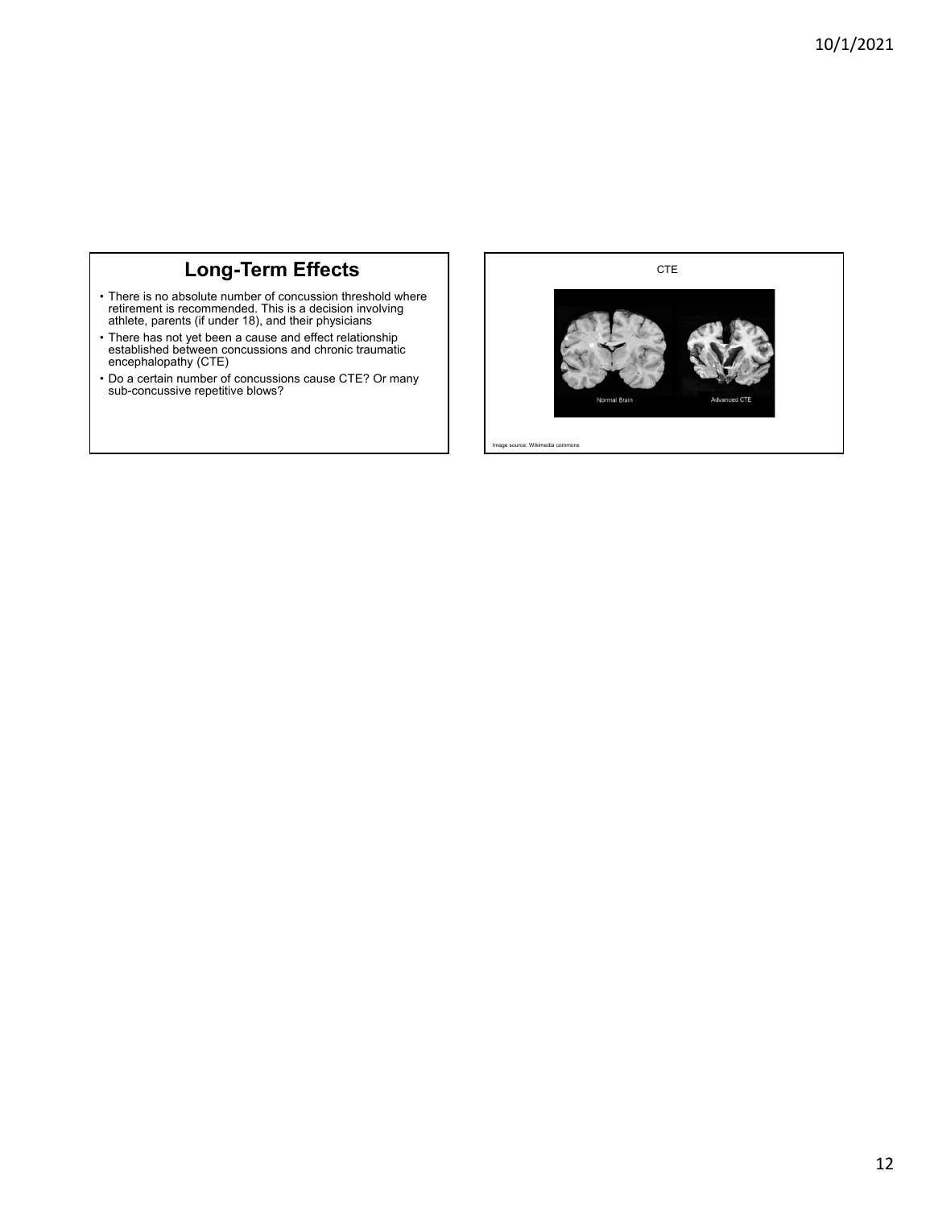## Long-Term Effects

- There is no absolute number of concussion threshold where retirement is recommended. This is a decision involving athlete, parents (if under 18), and their physicians
- There has not yet been a cause and effect relationship established between concussions and chronic traumatic encephalopathy (CTE)
- Do a certain number of concussions cause CTE? Or many sub-concussive repetitive blows?

CTE

Normal Brain

Advanced CTE

Image source: Wikimedia commons